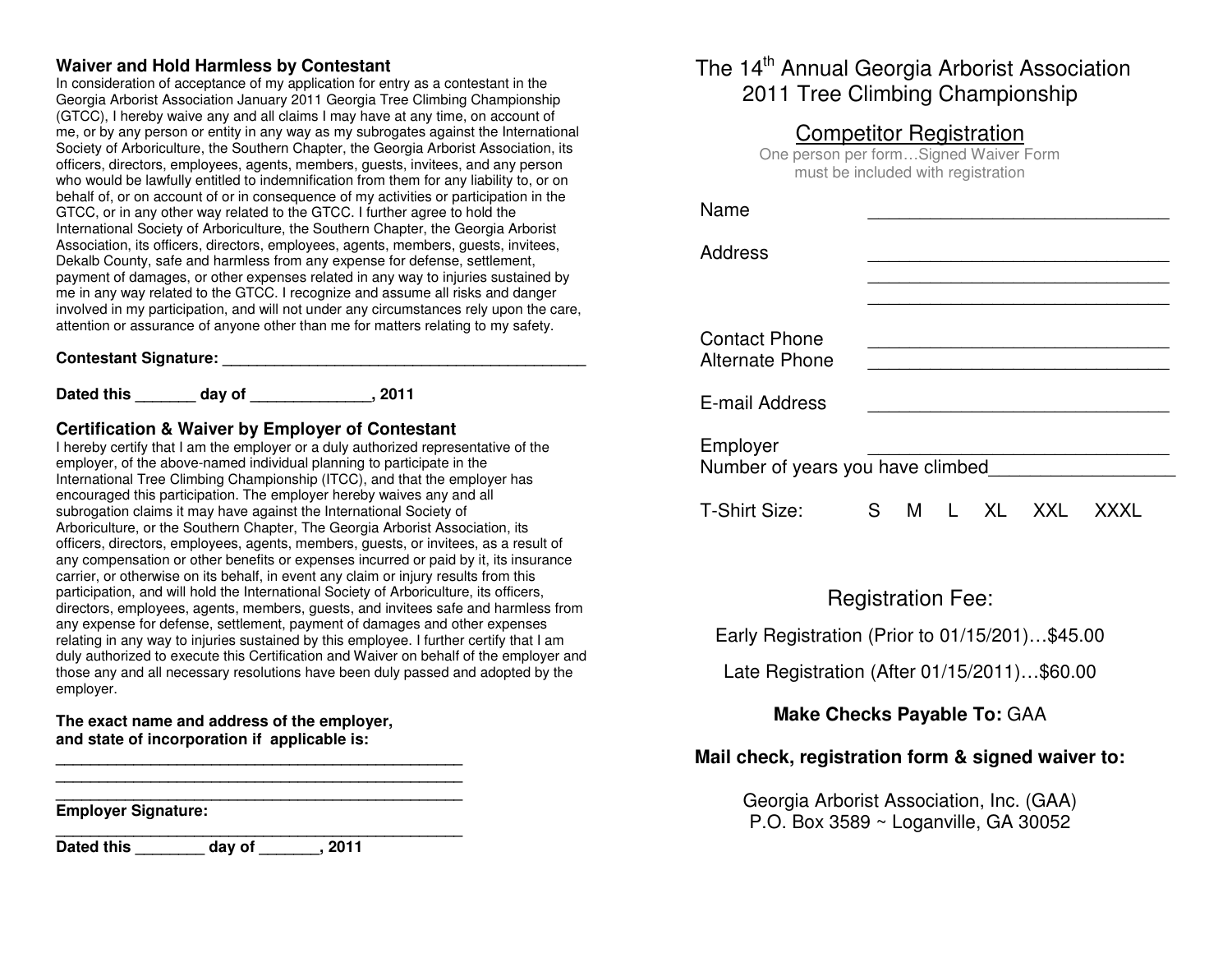### Waiver and Hold Harmless by Contestant

In consideration of acceptance of my application for entry as a contestant in the Georgia Arborist Association January 2011 Georgia Tree Climbing Championship (GTCC), I hereby waive any and all claims I may have at any time, on account of me, or by any person or entity in any way as my subrogates against the International Society of Arboriculture, the Southern Chapter, the Georgia Arborist Association, its officers, directors, employees, agents, members, guests, invitees, and any person who would be lawfully entitled to indemnification from them for any liability to, or on behalf of, or on account of or in consequence of my activities or participation in the GTCC, or in any other way related to the GTCC. I further agree to hold the International Society of Arboriculture, the Southern Chapter, the Georgia Arborist Association, its officers, directors, employees, agents, members, guests, invitees, Dekalb County, safe and harmless from any expense for defense, settlement, payment of damages, or other expenses related in any way to injuries sustained by me in any way related to the GTCC. I recognize and assume all risks and danger involved in my participation, and will not under any circumstances rely upon the care, attention or assurance of anyone other than me for matters relating to my safety.

**Contestant Signature: ___________________________________________**

**Dated this _______ day of ______________, 2011**

### Certification & Waiver by Employer of Contestant

I hereby certify that I am the employer or a duly authorized representative of the employer, of the above-named individual planning to participate in the International Tree Climbing Championship (ITCC), and that the employer has encouraged this participation. The employer hereby waives any and all subrogation claims it may have against the International Society of Arboriculture, or the Southern Chapter, The Georgia Arborist Association, its officers, directors, employees, agents, members, guests, or invitees, as a result of any compensation or other benefits or expenses incurred or paid by it, its insurance carrier, or otherwise on its behalf, in event any claim or injury results from this participation, and will hold the International Society of Arboriculture, its officers, directors, employees, agents, members, guests, and invitees safe and harmless from any expense for defense, settlement, payment of damages and other expenses relating in any way to injuries sustained by this employee. I further certify that I am duly authorized to execute this Certification and Waiver on behalf of the employer and those any and all necessary resolutions have been duly passed and adopted by the employer.

**The exact name and address of the employer, and state of incorporation if applicable is:**

_________________________________________________

_________________________________________________

_________________________________________________

**Employer Signature:**

_________________________________________________

**Dated this ________ day of _______, 2011**

# The 14th Annual Georgia Arborist Association 2011 Tree Climbing Championship

## Competitor Registration

One person per form…Signed Waiver Form must be included with registration

Name _______________________________

Address _______________________________

_______________________________

_______________________________

Contact Phone _______________________________

Alternate Phone _______________________________

E-mail Address _______________________________

Employer _______________________________

Number of years you have climbed__________________

T-Shirt Size: S M L XL XXL XXXL

## Registration Fee:

Early Registration (Prior to 01/15/201)…$45.00

Late Registration (After 01/15/2011)…$60.00

**Make Checks Payable To:** GAA

**Mail check, registration form & signed waiver to:**

Georgia Arborist Association, Inc. (GAA)
P.O. Box 3589 ~ Loganville, GA 30052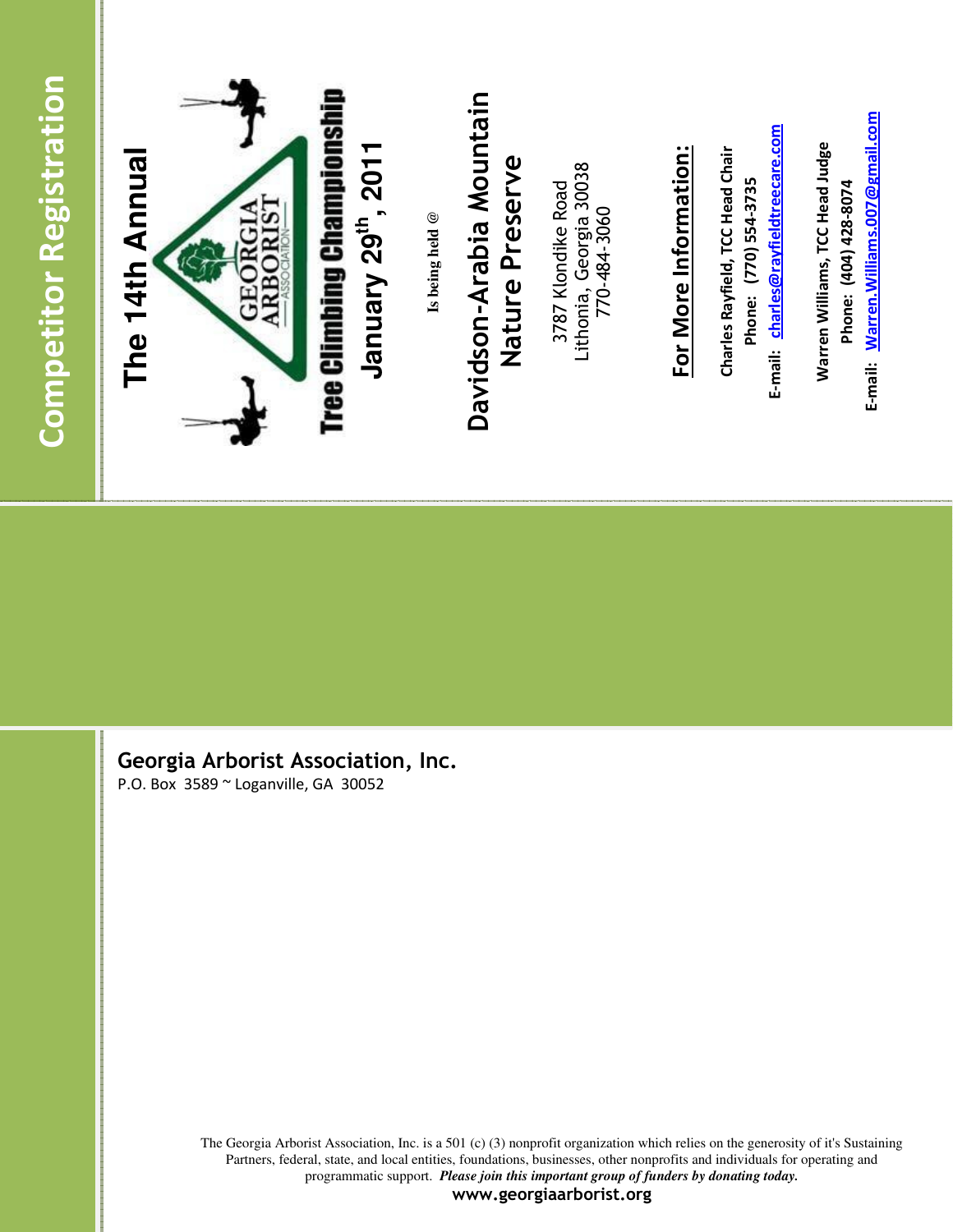# Competitor Registration

## The 14th Annual

**Tree Climbing Championship**

**January 29th, 2011**

**Is being held @**

## Davidson-Arabia Mountain Nature Preserve

3787 Klondike Road
Lithonia, Georgia 30038
770-484-3060

### For More Information:

**Charles Rayfield, TCC Head Chair**
**Phone: (770) 554-3735**
**E-mail: charles@rayfieldtreecare.com**

**Warren Williams, TCC Head Judge**
**Phone: (404) 428-8074**
**E-mail: Warren.Williams.007@gmail.com**

**Georgia Arborist Association, Inc.**
P.O. Box 3589 ~ Loganville, GA 30052

The Georgia Arborist Association, Inc. is a 501 (c) (3) nonprofit organization which relies on the generosity of it's Sustaining Partners, federal, state, and local entities, foundations, businesses, other nonprofits and individuals for operating and programmatic support. ***Please join this important group of funders by donating today.***

**www.georgiaarborist.org**